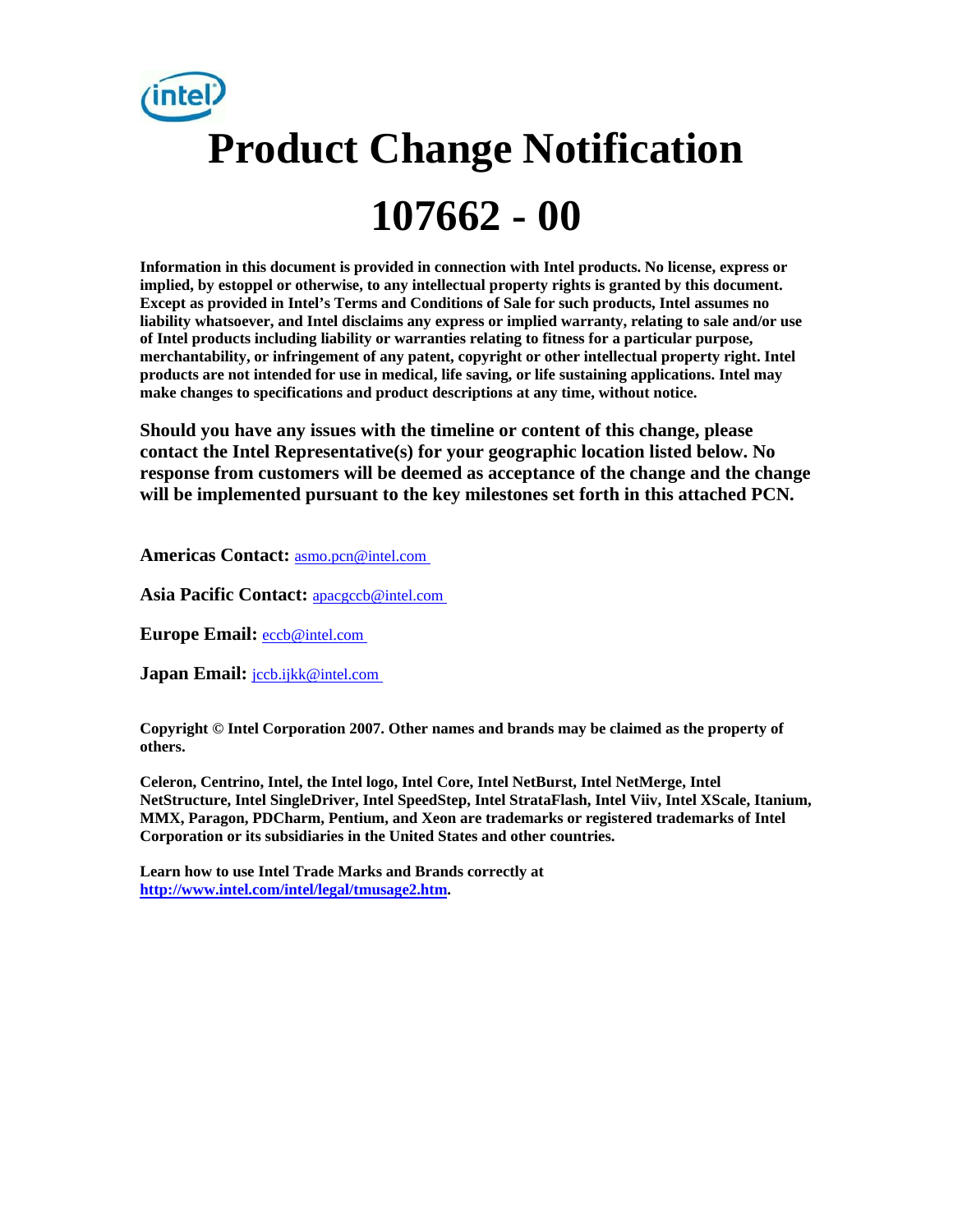# Product Change Notification

# 107662 - 00

**Information in this document is provided in connection with Intel products. No license, express or implied, by estoppel or otherwise, to any intellectual property rights is granted by this document. Except as provided in Intel's Terms and Conditions of Sale for such products, Intel assumes no liability whatsoever, and Intel disclaims any express or implied warranty, relating to sale and/or use of Intel products including liability or warranties relating to fitness for a particular purpose, merchantability, or infringement of any patent, copyright or other intellectual property right. Intel products are not intended for use in medical, life saving, or life sustaining applications. Intel may make changes to specifications and product descriptions at any time, without notice.**

**Should you have any issues with the timeline or content of this change, please contact the Intel Representative(s) for your geographic location listed below. No response from customers will be deemed as acceptance of the change and the change will be implemented pursuant to the key milestones set forth in this attached PCN.**

**Americas Contact:** asmo.pcn@intel.com

**Asia Pacific Contact:** apacgccb@intel.com

**Europe Email:** eccb@intel.com

**Japan Email:** jccb.ijkk@intel.com

**Copyright © Intel Corporation 2007. Other names and brands may be claimed as the property of others.**

**Celeron, Centrino, Intel, the Intel logo, Intel Core, Intel NetBurst, Intel NetMerge, Intel NetStructure, Intel SingleDriver, Intel SpeedStep, Intel StrataFlash, Intel Viiv, Intel XScale, Itanium, MMX, Paragon, PDCharm, Pentium, and Xeon are trademarks or registered trademarks of Intel Corporation or its subsidiaries in the United States and other countries.**

**Learn how to use Intel Trade Marks and Brands correctly at http://www.intel.com/intel/legal/tmusage2.htm.**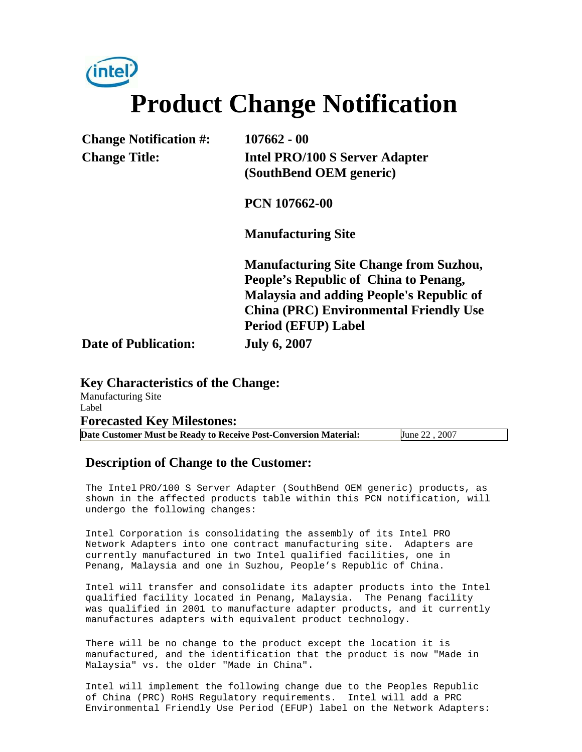# Product Change Notification

| | |
|---|---|
| **Change Notification #:** | **107662 - 00** |
| **Change Title:** | **Intel PRO/100 S Server Adapter (SouthBend OEM generic)** |
| | **PCN 107662-00** |
| | **Manufacturing Site** |
| | **Manufacturing Site Change from Suzhou, People's Republic of China to Penang, Malaysia and adding People's Republic of China (PRC) Environmental Friendly Use Period (EFUP) Label** |
| **Date of Publication:** | **July 6, 2007** |

## Key Characteristics of the Change:

Manufacturing Site
Label

## Forecasted Key Milestones:

| **Date Customer Must be Ready to Receive Post-Conversion Material:** | June 22 , 2007 |
|---|---|

## Description of Change to the Customer:

The Intel PRO/100 S Server Adapter (SouthBend OEM generic) products, as shown in the affected products table within this PCN notification, will undergo the following changes:

Intel Corporation is consolidating the assembly of its Intel PRO Network Adapters into one contract manufacturing site. Adapters are currently manufactured in two Intel qualified facilities, one in Penang, Malaysia and one in Suzhou, People's Republic of China.

Intel will transfer and consolidate its adapter products into the Intel qualified facility located in Penang, Malaysia. The Penang facility was qualified in 2001 to manufacture adapter products, and it currently manufactures adapters with equivalent product technology.

There will be no change to the product except the location it is manufactured, and the identification that the product is now "Made in Malaysia" vs. the older "Made in China".

Intel will implement the following change due to the Peoples Republic of China (PRC) RoHS Regulatory requirements. Intel will add a PRC Environmental Friendly Use Period (EFUP) label on the Network Adapters: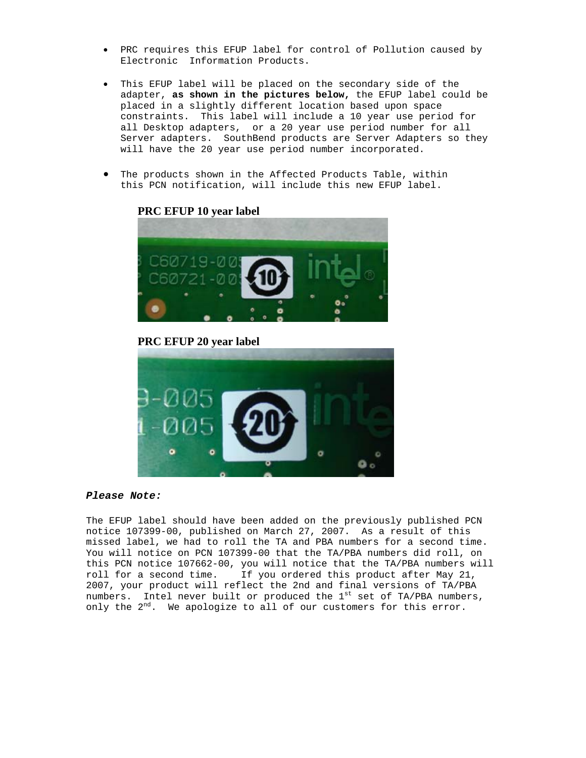- PRC requires this EFUP label for control of Pollution caused by Electronic Information Products.
- This EFUP label will be placed on the secondary side of the adapter, **as shown in the pictures below,** the EFUP label could be placed in a slightly different location based upon space constraints. This label will include a 10 year use period for all Desktop adapters, or a 20 year use period number for all Server adapters. SouthBend products are Server Adapters so they will have the 20 year use period number incorporated.
- The products shown in the Affected Products Table, within this PCN notification, will include this new EFUP label.

**PRC EFUP 10 year label**

**PRC EFUP 20 year label**

***Please Note:***

The EFUP label should have been added on the previously published PCN notice 107399-00, published on March 27, 2007. As a result of this missed label, we had to roll the TA and PBA numbers for a second time. You will notice on PCN 107399-00 that the TA/PBA numbers did roll, on this PCN notice 107662-00, you will notice that the TA/PBA numbers will roll for a second time. If you ordered this product after May 21, 2007, your product will reflect the 2nd and final versions of TA/PBA numbers. Intel never built or produced the 1st set of TA/PBA numbers, only the 2nd. We apologize to all of our customers for this error.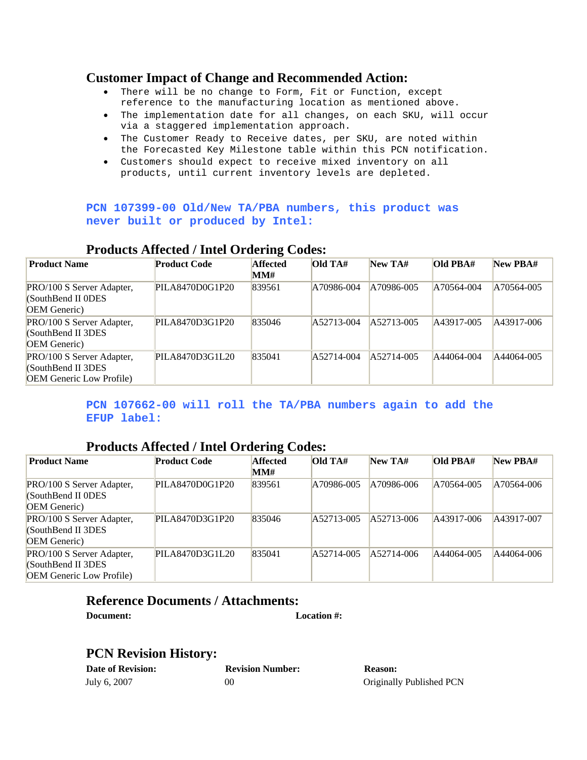## Customer Impact of Change and Recommended Action:

- There will be no change to Form, Fit or Function, except reference to the manufacturing location as mentioned above.
- The implementation date for all changes, on each SKU, will occur via a staggered implementation approach.
- The Customer Ready to Receive dates, per SKU, are noted within the Forecasted Key Milestone table within this PCN notification.
- Customers should expect to receive mixed inventory on all products, until current inventory levels are depleted.

**PCN 107399-00 Old/New TA/PBA numbers, this product was never built or produced by Intel:**

## Products Affected / Intel Ordering Codes:

| Product Name | Product Code | Affected MM# | Old TA# | New TA# | Old PBA# | New PBA# |
|---|---|---|---|---|---|---|
| PRO/100 S Server Adapter, (SouthBend II 0DES OEM Generic) | PILA8470D0G1P20 | 839561 | A70986-004 | A70986-005 | A70564-004 | A70564-005 |
| PRO/100 S Server Adapter, (SouthBend II 3DES OEM Generic) | PILA8470D3G1P20 | 835046 | A52713-004 | A52713-005 | A43917-005 | A43917-006 |
| PRO/100 S Server Adapter, (SouthBend II 3DES OEM Generic Low Profile) | PILA8470D3G1L20 | 835041 | A52714-004 | A52714-005 | A44064-004 | A44064-005 |

**PCN 107662-00 will roll the TA/PBA numbers again to add the EFUP label:**

## Products Affected / Intel Ordering Codes:

| Product Name | Product Code | Affected MM# | Old TA# | New TA# | Old PBA# | New PBA# |
|---|---|---|---|---|---|---|
| PRO/100 S Server Adapter, (SouthBend II 0DES OEM Generic) | PILA8470D0G1P20 | 839561 | A70986-005 | A70986-006 | A70564-005 | A70564-006 |
| PRO/100 S Server Adapter, (SouthBend II 3DES OEM Generic) | PILA8470D3G1P20 | 835046 | A52713-005 | A52713-006 | A43917-006 | A43917-007 |
| PRO/100 S Server Adapter, (SouthBend II 3DES OEM Generic Low Profile) | PILA8470D3G1L20 | 835041 | A52714-005 | A52714-006 | A44064-005 | A44064-006 |

## Reference Documents / Attachments:

**Document:** **Location #:**

## PCN Revision History:

| Date of Revision: | Revision Number: | Reason: |
|---|---|---|
| July 6, 2007 | 00 | Originally Published PCN |